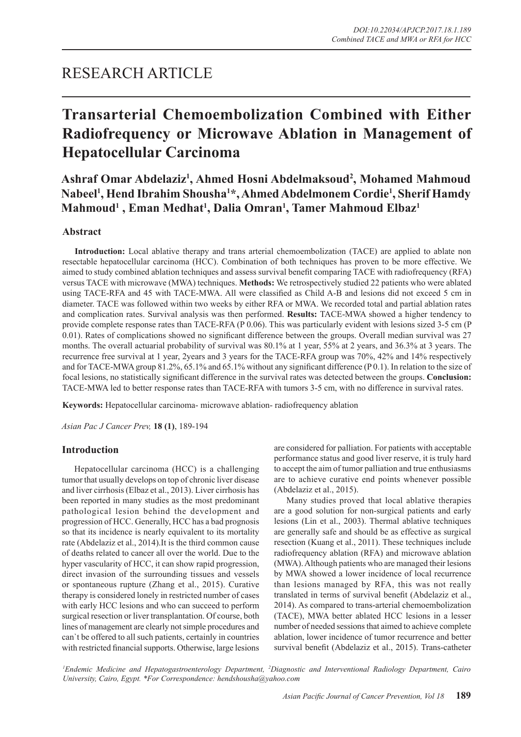RESEARCH ARTICLE

# Transarterial Chemoembolization Combined with Either Radiofrequency or Microwave Ablation in Management of Hepatocellular Carcinoma

**Ashraf Omar Abdelaziz[1], Ahmed Hosni Abdelmaksoud[2], Mohamed Mahmoud Nabeel[1], Hend Ibrahim Shousha[1]*, Ahmed Abdelmonem Cordie[1], Sherif Hamdy Mahmoud[1] , Eman Medhat[1], Dalia Omran[1], Tamer Mahmoud Elbaz[1]**

## Abstract

**Introduction:** Local ablative therapy and trans arterial chemoembolization (TACE) are applied to ablate non resectable hepatocellular carcinoma (HCC). Combination of both techniques has proven to be more effective. We aimed to study combined ablation techniques and assess survival benefit comparing TACE with radiofrequency (RFA) versus TACE with microwave (MWA) techniques. **Methods:** We retrospectively studied 22 patients who were ablated using TACE-RFA and 45 with TACE-MWA. All were classified as Child A-B and lesions did not exceed 5 cm in diameter. TACE was followed within two weeks by either RFA or MWA. We recorded total and partial ablation rates and complication rates. Survival analysis was then performed. **Results:** TACE-MWA showed a higher tendency to provide complete response rates than TACE-RFA (P 0.06). This was particularly evident with lesions sized 3-5 cm (P 0.01). Rates of complications showed no significant difference between the groups. Overall median survival was 27 months. The overall actuarial probability of survival was 80.1% at 1 year, 55% at 2 years, and 36.3% at 3 years. The recurrence free survival at 1 year, 2years and 3 years for the TACE-RFA group was 70%, 42% and 14% respectively and for TACE-MWA group 81.2%, 65.1% and 65.1% without any significant difference (P 0.1). In relation to the size of focal lesions, no statistically significant difference in the survival rates was detected between the groups. **Conclusion:** TACE-MWA led to better response rates than TACE-RFA with tumors 3-5 cm, with no difference in survival rates.

**Keywords:** Hepatocellular carcinoma- microwave ablation- radiofrequency ablation

*Asian Pac J Cancer Prev,* **18 (1)**, 189-194

## Introduction

Hepatocellular carcinoma (HCC) is a challenging tumor that usually develops on top of chronic liver disease and liver cirrhosis (Elbaz et al., 2013). Liver cirrhosis has been reported in many studies as the most predominant pathological lesion behind the development and progression of HCC. Generally, HCC has a bad prognosis so that its incidence is nearly equivalent to its mortality rate (Abdelaziz et al., 2014).It is the third common cause of deaths related to cancer all over the world. Due to the hyper vascularity of HCC, it can show rapid progression, direct invasion of the surrounding tissues and vessels or spontaneous rupture (Zhang et al., 2015). Curative therapy is considered lonely in restricted number of cases with early HCC lesions and who can succeed to perform surgical resection or liver transplantation. Of course, both lines of management are clearly not simple procedures and can`t be offered to all such patients, certainly in countries with restricted financial supports. Otherwise, large lesions are considered for palliation. For patients with acceptable performance status and good liver reserve, it is truly hard to accept the aim of tumor palliation and true enthusiasms are to achieve curative end points whenever possible (Abdelaziz et al., 2015).

Many studies proved that local ablative therapies are a good solution for non-surgical patients and early lesions (Lin et al., 2003). Thermal ablative techniques are generally safe and should be as effective as surgical resection (Kuang et al., 2011). These techniques include radiofrequency ablation (RFA) and microwave ablation (MWA). Although patients who are managed their lesions by MWA showed a lower incidence of local recurrence than lesions managed by RFA, this was not really translated in terms of survival benefit (Abdelaziz et al., 2014). As compared to trans-arterial chemoembolization (TACE), MWA better ablated HCC lesions in a lesser number of needed sessions that aimed to achieve complete ablation, lower incidence of tumor recurrence and better survival benefit (Abdelaziz et al., 2015). Trans-catheter

[1]Endemic Medicine and Hepatogastroenterology Department, [2]Diagnostic and Interventional Radiology Department, Cairo University, Cairo, Egypt. *For Correspondence: hendshousha@yahoo.com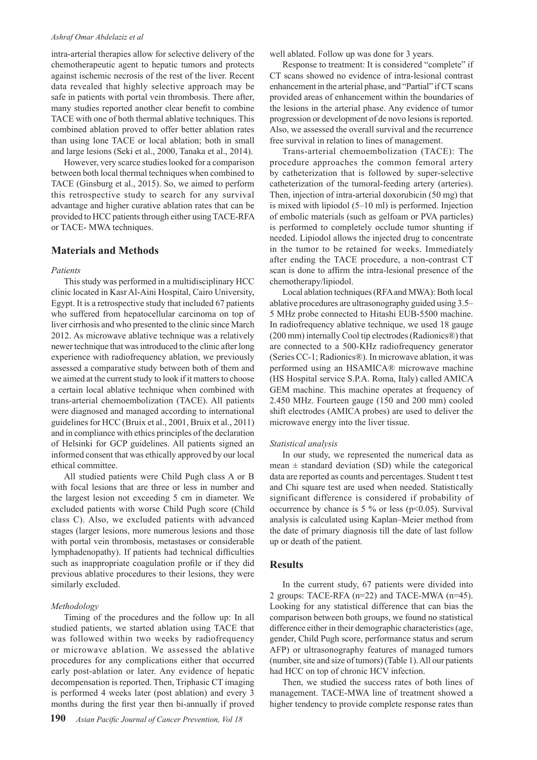intra-arterial therapies allow for selective delivery of the chemotherapeutic agent to hepatic tumors and protects against ischemic necrosis of the rest of the liver. Recent data revealed that highly selective approach may be safe in patients with portal vein thrombosis. There after, many studies reported another clear benefit to combine TACE with one of both thermal ablative techniques. This combined ablation proved to offer better ablation rates than using lone TACE or local ablation; both in small and large lesions (Seki et al., 2000, Tanaka et al., 2014).

However, very scarce studies looked for a comparison between both local thermal techniques when combined to TACE (Ginsburg et al., 2015). So, we aimed to perform this retrospective study to search for any survival advantage and higher curative ablation rates that can be provided to HCC patients through either using TACE-RFA or TACE- MWA techniques.

## Materials and Methods

### *Patients*

This study was performed in a multidisciplinary HCC clinic located in Kasr Al-Aini Hospital, Cairo University, Egypt. It is a retrospective study that included 67 patients who suffered from hepatocellular carcinoma on top of liver cirrhosis and who presented to the clinic since March 2012. As microwave ablative technique was a relatively newer technique that was introduced to the clinic after long experience with radiofrequency ablation, we previously assessed a comparative study between both of them and we aimed at the current study to look if it matters to choose a certain local ablative technique when combined with trans-arterial chemoembolization (TACE). All patients were diagnosed and managed according to international guidelines for HCC (Bruix et al., 2001, Bruix et al., 2011) and in compliance with ethics principles of the declaration of Helsinki for GCP guidelines. All patients signed an informed consent that was ethically approved by our local ethical committee.

All studied patients were Child Pugh class A or B with focal lesions that are three or less in number and the largest lesion not exceeding 5 cm in diameter. We excluded patients with worse Child Pugh score (Child class C). Also, we excluded patients with advanced stages (larger lesions, more numerous lesions and those with portal vein thrombosis, metastases or considerable lymphadenopathy). If patients had technical difficulties such as inappropriate coagulation profile or if they did previous ablative procedures to their lesions, they were similarly excluded.

### *Methodology*

Timing of the procedures and the follow up: In all studied patients, we started ablation using TACE that was followed within two weeks by radiofrequency or microwave ablation. We assessed the ablative procedures for any complications either that occurred early post-ablation or later. Any evidence of hepatic decompensation is reported. Then, Triphasic CT imaging is performed 4 weeks later (post ablation) and every 3 months during the first year then bi-annually if proved well ablated. Follow up was done for 3 years.

Response to treatment: It is considered "complete" if CT scans showed no evidence of intra-lesional contrast enhancement in the arterial phase, and "Partial" if CT scans provided areas of enhancement within the boundaries of the lesions in the arterial phase. Any evidence of tumor progression or development of de novo lesions is reported. Also, we assessed the overall survival and the recurrence free survival in relation to lines of management.

Trans-arterial chemoembolization (TACE): The procedure approaches the common femoral artery by catheterization that is followed by super-selective catheterization of the tumoral-feeding artery (arteries). Then, injection of intra-arterial doxorubicin (50 mg) that is mixed with lipiodol (5–10 ml) is performed. Injection of embolic materials (such as gelfoam or PVA particles) is performed to completely occlude tumor shunting if needed. Lipiodol allows the injected drug to concentrate in the tumor to be retained for weeks. Immediately after ending the TACE procedure, a non-contrast CT scan is done to affirm the intra-lesional presence of the chemotherapy/lipiodol.

Local ablation techniques (RFA and MWA): Both local ablative procedures are ultrasonography guided using 3.5–5 MHz probe connected to Hitashi EUB-5500 machine. In radiofrequency ablative technique, we used 18 gauge (200 mm) internally Cool tip electrodes (Radionics®) that are connected to a 500-KHz radiofrequency generator (Series CC-1; Radionics®). In microwave ablation, it was performed using an HSAMICA® microwave machine (HS Hospital service S.P.A. Roma, Italy) called AMICA GEM machine. This machine operates at frequency of 2.450 MHz. Fourteen gauge (150 and 200 mm) cooled shift electrodes (AMICA probes) are used to deliver the microwave energy into the liver tissue.

### *Statistical analysis*

In our study, we represented the numerical data as mean ± standard deviation (SD) while the categorical data are reported as counts and percentages. Student t test and Chi square test are used when needed. Statistically significant difference is considered if probability of occurrence by chance is 5 % or less ($p<0.05$). Survival analysis is calculated using Kaplan–Meier method from the date of primary diagnosis till the date of last follow up or death of the patient.

## Results

In the current study, 67 patients were divided into 2 groups: TACE-RFA (n=22) and TACE-MWA (n=45). Looking for any statistical difference that can bias the comparison between both groups, we found no statistical difference either in their demographic characteristics (age, gender, Child Pugh score, performance status and serum AFP) or ultrasonography features of managed tumors (number, site and size of tumors) (Table 1). All our patients had HCC on top of chronic HCV infection.

Then, we studied the success rates of both lines of management. TACE-MWA line of treatment showed a higher tendency to provide complete response rates than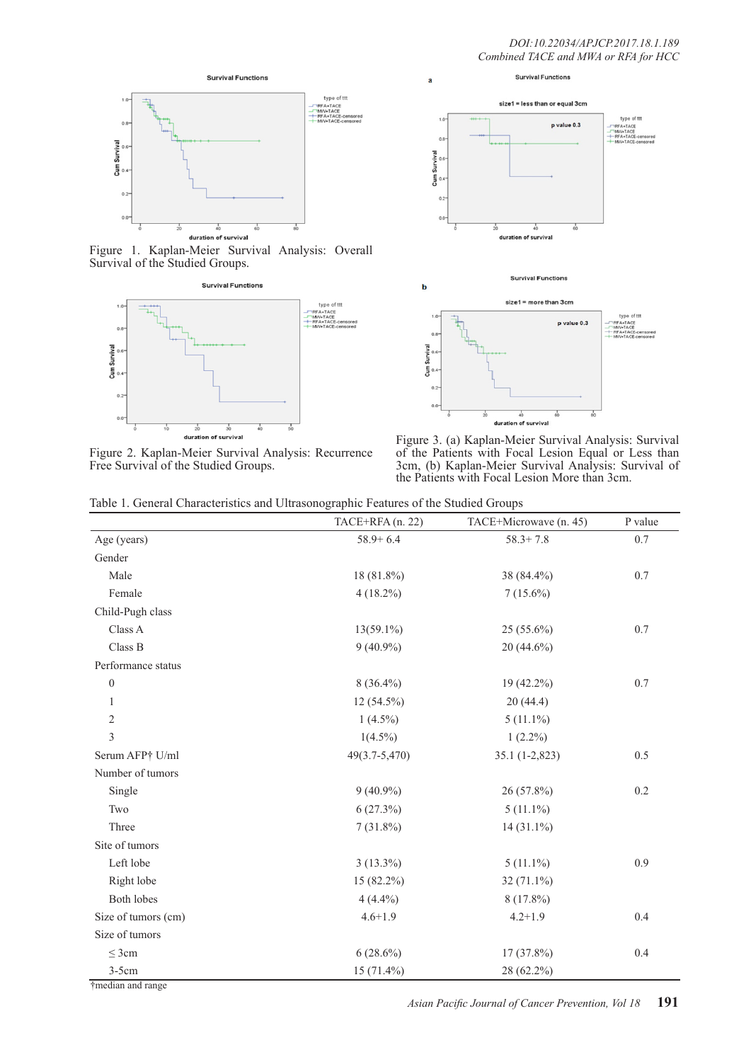Figure 1. Kaplan-Meier Survival Analysis: Overall Survival of the Studied Groups.

Figure 2. Kaplan-Meier Survival Analysis: Recurrence Free Survival of the Studied Groups.

Figure 3. (a) Kaplan-Meier Survival Analysis: Survival of the Patients with Focal Lesion Equal or Less than 3cm, (b) Kaplan-Meier Survival Analysis: Survival of the Patients with Focal Lesion More than 3cm.

Table 1. General Characteristics and Ultrasonographic Features of the Studied Groups

| | TACE+RFA (n. 22) | TACE+Microwave (n. 45) | P value |
|---|---|---|---|
| Age (years) | 58.9+ 6.4 | 58.3+ 7.8 | 0.7 |
| Gender | | | |
| Male | 18 (81.8%) | 38 (84.4%) | 0.7 |
| Female | 4 (18.2%) | 7 (15.6%) | |
| Child-Pugh class | | | |
| Class A | 13(59.1%) | 25 (55.6%) | 0.7 |
| Class B | 9 (40.9%) | 20 (44.6%) | |
| Performance status | | | |
| 0 | 8 (36.4%) | 19 (42.2%) | 0.7 |
| 1 | 12 (54.5%) | 20 (44.4) | |
| 2 | 1 (4.5%) | 5 (11.1%) | |
| 3 | 1(4.5%) | 1 (2.2%) | |
| Serum AFP† U/ml | 49(3.7-5,470) | 35.1 (1-2,823) | 0.5 |
| Number of tumors | | | |
| Single | 9 (40.9%) | 26 (57.8%) | 0.2 |
| Two | 6 (27.3%) | 5 (11.1%) | |
| Three | 7 (31.8%) | 14 (31.1%) | |
| Site of tumors | | | |
| Left lobe | 3 (13.3%) | 5 (11.1%) | 0.9 |
| Right lobe | 15 (82.2%) | 32 (71.1%) | |
| Both lobes | 4 (4.4%) | 8 (17.8%) | |
| Size of tumors (cm) | 4.6+1.9 | 4.2+1.9 | 0.4 |
| Size of tumors | | | |
| ≤ 3cm | 6 (28.6%) | 17 (37.8%) | 0.4 |
| 3-5cm | 15 (71.4%) | 28 (62.2%) | |

†median and range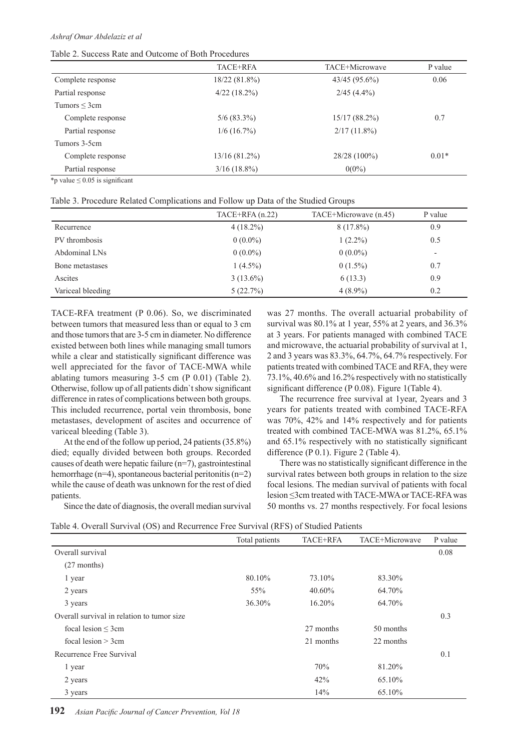Table 2. Success Rate and Outcome of Both Procedures

| | TACE+RFA | TACE+Microwave | P value |
|---|---|---|---|
| Complete response | 18/22 (81.8%) | 43/45 (95.6%) | 0.06 |
| Partial response | 4/22 (18.2%) | 2/45 (4.4%) | |
| Tumors ≤ 3cm | | | |
| Complete response | 5/6 (83.3%) | 15/17 (88.2%) | 0.7 |
| Partial response | 1/6 (16.7%) | 2/17 (11.8%) | |
| Tumors 3-5cm | | | |
| Complete response | 13/16 (81.2%) | 28/28 (100%) | 0.01* |
| Partial response | 3/16 (18.8%) | 0(0%) | |

*p value ≤ 0.05 is significant

Table 3. Procedure Related Complications and Follow up Data of the Studied Groups

| | TACE+RFA (n.22) | TACE+Microwave (n.45) | P value |
|---|---|---|---|
| Recurrence | 4 (18.2%) | 8 (17.8%) | 0.9 |
| PV thrombosis | 0 (0.0%) | 1 (2.2%) | 0.5 |
| Abdominal LNs | 0 (0.0%) | 0 (0.0%) | - |
| Bone metastases | 1 (4.5%) | 0 (1.5%) | 0.7 |
| Ascites | 3 (13.6%) | 6 (13.3) | 0.9 |
| Variceal bleeding | 5 (22.7%) | 4 (8.9%) | 0.2 |

TACE-RFA treatment (P 0.06). So, we discriminated between tumors that measured less than or equal to 3 cm and those tumors that are 3-5 cm in diameter. No difference existed between both lines while managing small tumors while a clear and statistically significant difference was well appreciated for the favor of TACE-MWA while ablating tumors measuring 3-5 cm (P 0.01) (Table 2). Otherwise, follow up of all patients didn`t show significant difference in rates of complications between both groups. This included recurrence, portal vein thrombosis, bone metastases, development of ascites and occurrence of variceal bleeding (Table 3).

At the end of the follow up period, 24 patients (35.8%) died; equally divided between both groups. Recorded causes of death were hepatic failure (n=7), gastrointestinal hemorrhage (n=4), spontaneous bacterial peritonitis (n=2) while the cause of death was unknown for the rest of died patients.

Since the date of diagnosis, the overall median survival was 27 months. The overall actuarial probability of survival was 80.1% at 1 year, 55% at 2 years, and 36.3% at 3 years. For patients managed with combined TACE and microwave, the actuarial probability of survival at 1, 2 and 3 years was 83.3%, 64.7%, 64.7% respectively. For patients treated with combined TACE and RFA, they were 73.1%, 40.6% and 16.2% respectively with no statistically significant difference (P 0.08). Figure 1(Table 4).

The recurrence free survival at 1year, 2years and 3 years for patients treated with combined TACE-RFA was 70%, 42% and 14% respectively and for patients treated with combined TACE-MWA was 81.2%, 65.1% and 65.1% respectively with no statistically significant difference (P 0.1). Figure 2 (Table 4).

There was no statistically significant difference in the survival rates between both groups in relation to the size focal lesions. The median survival of patients with focal lesion ≤3cm treated with TACE-MWA or TACE-RFA was 50 months vs. 27 months respectively. For focal lesions

Table 4. Overall Survival (OS) and Recurrence Free Survival (RFS) of Studied Patients

| | Total patients | TACE+RFA | TACE+Microwave | P value |
|---|---|---|---|---|
| Overall survival | | | | 0.08 |
| (27 months) | | | | |
| 1 year | 80.10% | 73.10% | 83.30% | |
| 2 years | 55% | 40.60% | 64.70% | |
| 3 years | 36.30% | 16.20% | 64.70% | |
| Overall survival in relation to tumor size | | | | 0.3 |
| focal lesion ≤ 3cm | | 27 months | 50 months | |
| focal lesion > 3cm | | 21 months | 22 months | |
| Recurrence Free Survival | | | | 0.1 |
| 1 year | | 70% | 81.20% | |
| 2 years | | 42% | 65.10% | |
| 3 years | | 14% | 65.10% | |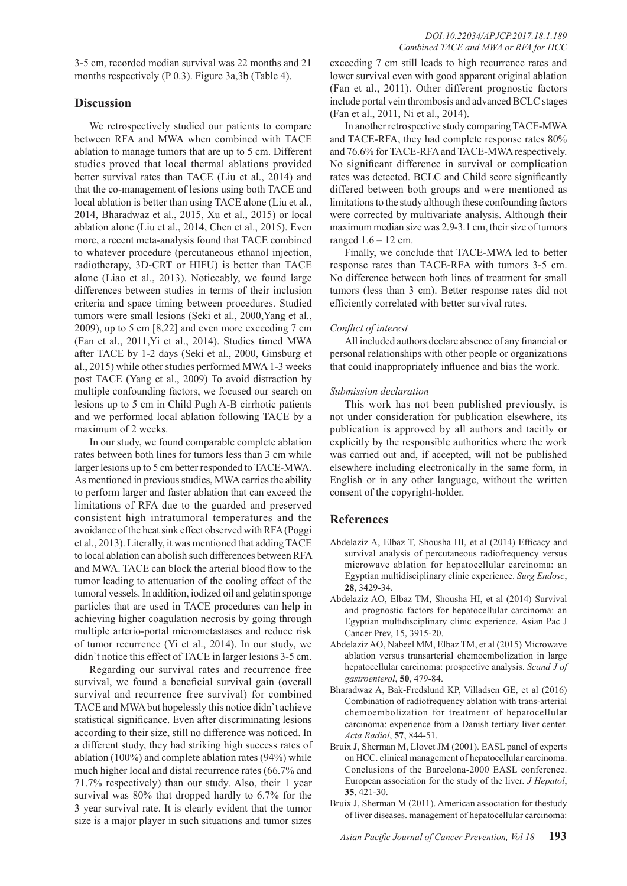3-5 cm, recorded median survival was 22 months and 21 months respectively (P 0.3). Figure 3a,3b (Table 4).

## Discussion

We retrospectively studied our patients to compare between RFA and MWA when combined with TACE ablation to manage tumors that are up to 5 cm. Different studies proved that local thermal ablations provided better survival rates than TACE (Liu et al., 2014) and that the co-management of lesions using both TACE and local ablation is better than using TACE alone (Liu et al., 2014, Bharadwaz et al., 2015, Xu et al., 2015) or local ablation alone (Liu et al., 2014, Chen et al., 2015). Even more, a recent meta-analysis found that TACE combined to whatever procedure (percutaneous ethanol injection, radiotherapy, 3D-CRT or HIFU) is better than TACE alone (Liao et al., 2013). Noticeably, we found large differences between studies in terms of their inclusion criteria and space timing between procedures. Studied tumors were small lesions (Seki et al., 2000,Yang et al., 2009), up to 5 cm [8,22] and even more exceeding 7 cm (Fan et al., 2011,Yi et al., 2014). Studies timed MWA after TACE by 1-2 days (Seki et al., 2000, Ginsburg et al., 2015) while other studies performed MWA 1-3 weeks post TACE (Yang et al., 2009) To avoid distraction by multiple confounding factors, we focused our search on lesions up to 5 cm in Child Pugh A-B cirrhotic patients and we performed local ablation following TACE by a maximum of 2 weeks.

In our study, we found comparable complete ablation rates between both lines for tumors less than 3 cm while larger lesions up to 5 cm better responded to TACE-MWA. As mentioned in previous studies, MWA carries the ability to perform larger and faster ablation that can exceed the limitations of RFA due to the guarded and preserved consistent high intratumoral temperatures and the avoidance of the heat sink effect observed with RFA (Poggi et al., 2013). Literally, it was mentioned that adding TACE to local ablation can abolish such differences between RFA and MWA. TACE can block the arterial blood flow to the tumor leading to attenuation of the cooling effect of the tumoral vessels. In addition, iodized oil and gelatin sponge particles that are used in TACE procedures can help in achieving higher coagulation necrosis by going through multiple arterio-portal micrometastases and reduce risk of tumor recurrence (Yi et al., 2014). In our study, we didn`t notice this effect of TACE in larger lesions 3-5 cm.

Regarding our survival rates and recurrence free survival, we found a beneficial survival gain (overall survival and recurrence free survival) for combined TACE and MWA but hopelessly this notice didn`t achieve statistical significance. Even after discriminating lesions according to their size, still no difference was noticed. In a different study, they had striking high success rates of ablation (100%) and complete ablation rates (94%) while much higher local and distal recurrence rates (66.7% and 71.7% respectively) than our study. Also, their 1 year survival was 80% that dropped hardly to 6.7% for the 3 year survival rate. It is clearly evident that the tumor size is a major player in such situations and tumor sizes exceeding 7 cm still leads to high recurrence rates and lower survival even with good apparent original ablation (Fan et al., 2011). Other different prognostic factors include portal vein thrombosis and advanced BCLC stages (Fan et al., 2011, Ni et al., 2014).

In another retrospective study comparing TACE-MWA and TACE-RFA, they had complete response rates 80% and 76.6% for TACE-RFA and TACE-MWA respectively. No significant difference in survival or complication rates was detected. BCLC and Child score significantly differed between both groups and were mentioned as limitations to the study although these confounding factors were corrected by multivariate analysis. Although their maximum median size was 2.9-3.1 cm, their size of tumors ranged 1.6 – 12 cm.

Finally, we conclude that TACE-MWA led to better response rates than TACE-RFA with tumors 3-5 cm. No difference between both lines of treatment for small tumors (less than 3 cm). Better response rates did not efficiently correlated with better survival rates.

*Conflict of interest*

All included authors declare absence of any financial or personal relationships with other people or organizations that could inappropriately influence and bias the work.

*Submission declaration*

This work has not been published previously, is not under consideration for publication elsewhere, its publication is approved by all authors and tacitly or explicitly by the responsible authorities where the work was carried out and, if accepted, will not be published elsewhere including electronically in the same form, in English or in any other language, without the written consent of the copyright-holder.

## References

Abdelaziz A, Elbaz T, Shousha HI, et al (2014) Efficacy and survival analysis of percutaneous radiofrequency versus microwave ablation for hepatocellular carcinoma: an Egyptian multidisciplinary clinic experience. *Surg Endosc*, **28**, 3429-34.

Abdelaziz AO, Elbaz TM, Shousha HI, et al (2014) Survival and prognostic factors for hepatocellular carcinoma: an Egyptian multidisciplinary clinic experience. Asian Pac J Cancer Prev, 15, 3915-20.

Abdelaziz AO, Nabeel MM, Elbaz TM, et al (2015) Microwave ablation versus transarterial chemoembolization in large hepatocellular carcinoma: prospective analysis. *Scand J of gastroenterol*, **50**, 479-84.

Bharadwaz A, Bak-Fredslund KP, Villadsen GE, et al (2016) Combination of radiofrequency ablation with trans-arterial chemoembolization for treatment of hepatocellular carcinoma: experience from a Danish tertiary liver center. *Acta Radiol*, **57**, 844-51.

Bruix J, Sherman M, Llovet JM (2001). EASL panel of experts on HCC. clinical management of hepatocellular carcinoma. Conclusions of the Barcelona-2000 EASL conference. European association for the study of the liver. *J Hepatol*, **35**, 421-30.

Bruix J, Sherman M (2011). American association for thestudy of liver diseases. management of hepatocellular carcinoma: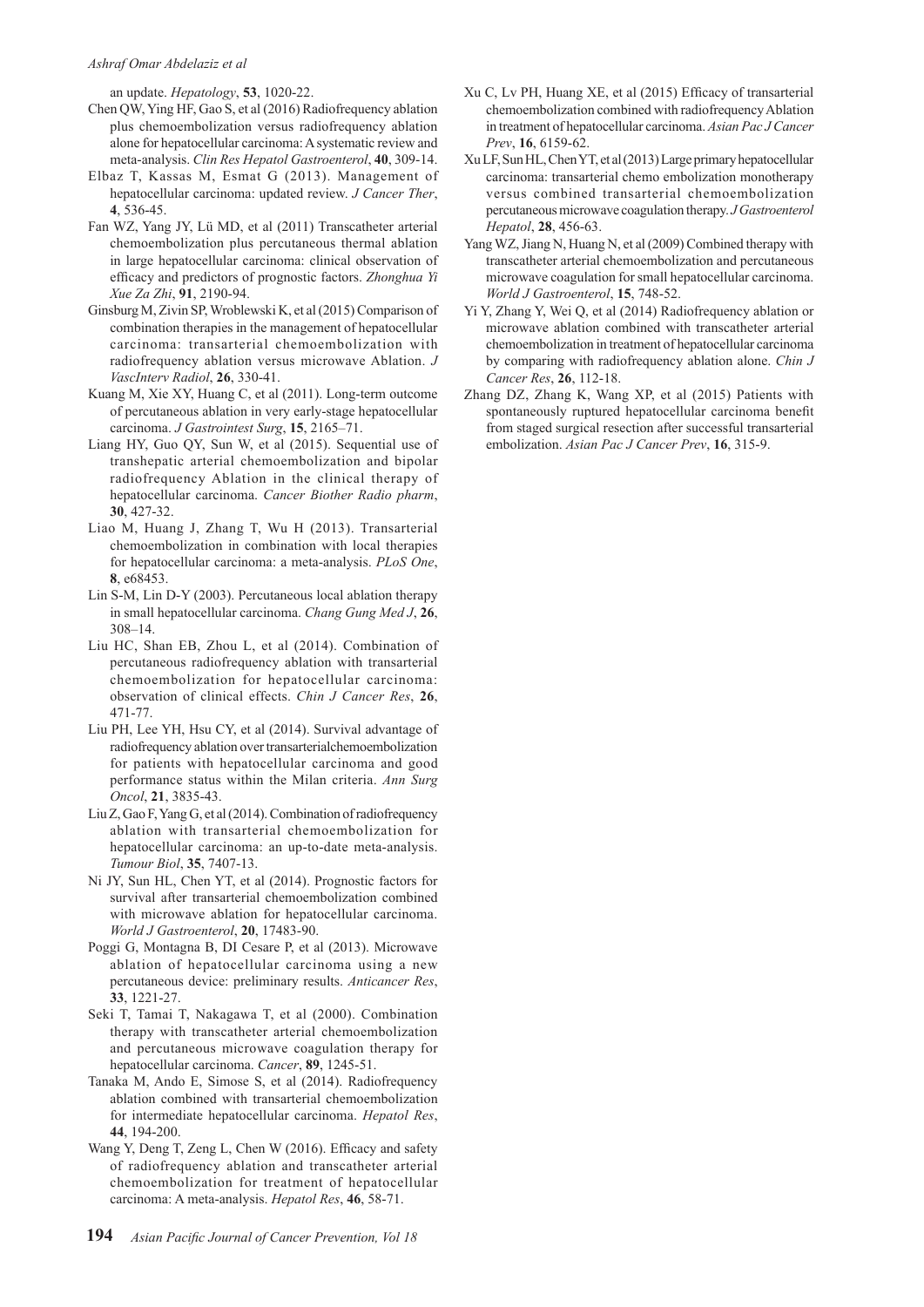an update. *Hepatology*, **53**, 1020-22.

Chen QW, Ying HF, Gao S, et al (2016) Radiofrequency ablation plus chemoembolization versus radiofrequency ablation alone for hepatocellular carcinoma: A systematic review and meta-analysis. *Clin Res Hepatol Gastroenterol*, **40**, 309-14.

Elbaz T, Kassas M, Esmat G (2013). Management of hepatocellular carcinoma: updated review. *J Cancer Ther*, **4**, 536-45.

Fan WZ, Yang JY, Lü MD, et al (2011) Transcatheter arterial chemoembolization plus percutaneous thermal ablation in large hepatocellular carcinoma: clinical observation of efficacy and predictors of prognostic factors. *Zhonghua Yi Xue Za Zhi*, **91**, 2190-94.

Ginsburg M, Zivin SP, Wroblewski K, et al (2015) Comparison of combination therapies in the management of hepatocellular carcinoma: transarterial chemoembolization with radiofrequency ablation versus microwave Ablation. *J VascInterv Radiol*, **26**, 330-41.

Kuang M, Xie XY, Huang C, et al (2011). Long-term outcome of percutaneous ablation in very early-stage hepatocellular carcinoma. *J Gastrointest Surg*, **15**, 2165–71.

Liang HY, Guo QY, Sun W, et al (2015). Sequential use of transhepatic arterial chemoembolization and bipolar radiofrequency Ablation in the clinical therapy of hepatocellular carcinoma. *Cancer Biother Radio pharm*, **30**, 427-32.

Liao M, Huang J, Zhang T, Wu H (2013). Transarterial chemoembolization in combination with local therapies for hepatocellular carcinoma: a meta-analysis. *PLoS One*, **8**, e68453.

Lin S-M, Lin D-Y (2003). Percutaneous local ablation therapy in small hepatocellular carcinoma. *Chang Gung Med J*, **26**, 308–14.

Liu HC, Shan EB, Zhou L, et al (2014). Combination of percutaneous radiofrequency ablation with transarterial chemoembolization for hepatocellular carcinoma: observation of clinical effects. *Chin J Cancer Res*, **26**, 471-77.

Liu PH, Lee YH, Hsu CY, et al (2014). Survival advantage of radiofrequency ablation over transarterialchemoembolization for patients with hepatocellular carcinoma and good performance status within the Milan criteria. *Ann Surg Oncol*, **21**, 3835-43.

Liu Z, Gao F, Yang G, et al (2014). Combination of radiofrequency ablation with transarterial chemoembolization for hepatocellular carcinoma: an up-to-date meta-analysis. *Tumour Biol*, **35**, 7407-13.

Ni JY, Sun HL, Chen YT, et al (2014). Prognostic factors for survival after transarterial chemoembolization combined with microwave ablation for hepatocellular carcinoma. *World J Gastroenterol*, **20**, 17483-90.

Poggi G, Montagna B, DI Cesare P, et al (2013). Microwave ablation of hepatocellular carcinoma using a new percutaneous device: preliminary results. *Anticancer Res*, **33**, 1221-27.

Seki T, Tamai T, Nakagawa T, et al (2000). Combination therapy with transcatheter arterial chemoembolization and percutaneous microwave coagulation therapy for hepatocellular carcinoma. *Cancer*, **89**, 1245-51.

Tanaka M, Ando E, Simose S, et al (2014). Radiofrequency ablation combined with transarterial chemoembolization for intermediate hepatocellular carcinoma. *Hepatol Res*, **44**, 194-200.

Wang Y, Deng T, Zeng L, Chen W (2016). Efficacy and safety of radiofrequency ablation and transcatheter arterial chemoembolization for treatment of hepatocellular carcinoma: A meta-analysis. *Hepatol Res*, **46**, 58-71.

Xu C, Lv PH, Huang XE, et al (2015) Efficacy of transarterial chemoembolization combined with radiofrequency Ablation in treatment of hepatocellular carcinoma. *Asian Pac J Cancer Prev*, **16**, 6159-62.

Xu LF, Sun HL, Chen YT, et al (2013) Large primary hepatocellular carcinoma: transarterial chemo embolization monotherapy versus combined transarterial chemoembolization percutaneous microwave coagulation therapy. *J Gastroenterol Hepatol*, **28**, 456-63.

Yang WZ, Jiang N, Huang N, et al (2009) Combined therapy with transcatheter arterial chemoembolization and percutaneous microwave coagulation for small hepatocellular carcinoma. *World J Gastroenterol*, **15**, 748-52.

Yi Y, Zhang Y, Wei Q, et al (2014) Radiofrequency ablation or microwave ablation combined with transcatheter arterial chemoembolization in treatment of hepatocellular carcinoma by comparing with radiofrequency ablation alone. *Chin J Cancer Res*, **26**, 112-18.

Zhang DZ, Zhang K, Wang XP, et al (2015) Patients with spontaneously ruptured hepatocellular carcinoma benefit from staged surgical resection after successful transarterial embolization. *Asian Pac J Cancer Prev*, **16**, 315-9.